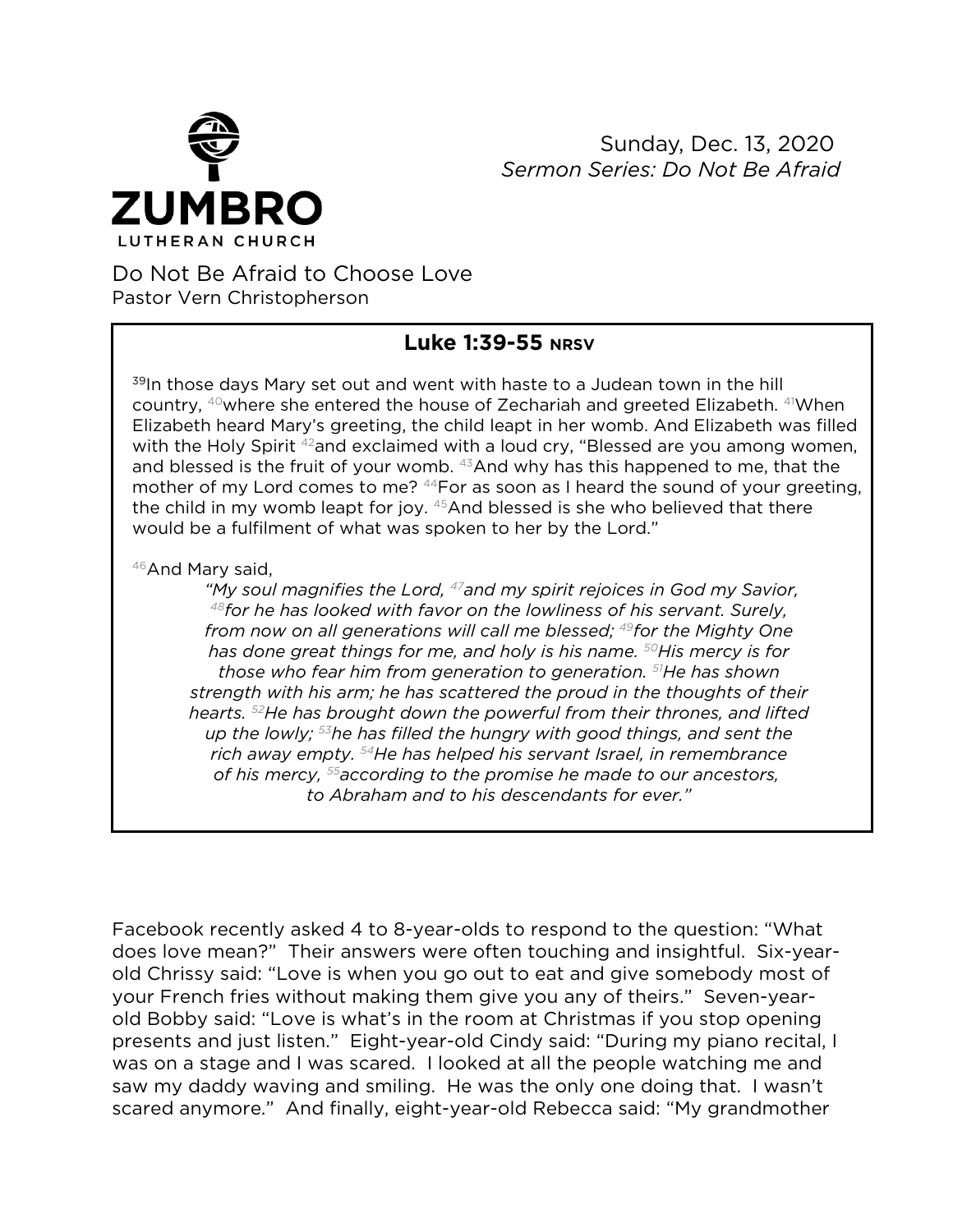ZUMBRO
LUTHERAN CHURCH

Sunday, Dec. 13, 2020
*Sermon Series: Do Not Be Afraid*

# Do Not Be Afraid to Choose Love

Pastor Vern Christopherson

## Luke 1:39-55 NRSV

[39]In those days Mary set out and went with haste to a Judean town in the hill country, [40]where she entered the house of Zechariah and greeted Elizabeth. [41]When Elizabeth heard Mary's greeting, the child leapt in her womb. And Elizabeth was filled with the Holy Spirit [42]and exclaimed with a loud cry, "Blessed are you among women, and blessed is the fruit of your womb. [43]And why has this happened to me, that the mother of my Lord comes to me? [44]For as soon as I heard the sound of your greeting, the child in my womb leapt for joy. [45]And blessed is she who believed that there would be a fulfilment of what was spoken to her by the Lord."

[46]And Mary said,

*"My soul magnifies the Lord, [47]and my spirit rejoices in God my Savior, [48]for he has looked with favor on the lowliness of his servant. Surely, from now on all generations will call me blessed; [49]for the Mighty One has done great things for me, and holy is his name. [50]His mercy is for those who fear him from generation to generation. [51]He has shown strength with his arm; he has scattered the proud in the thoughts of their hearts. [52]He has brought down the powerful from their thrones, and lifted up the lowly; [53]he has filled the hungry with good things, and sent the rich away empty. [54]He has helped his servant Israel, in remembrance of his mercy, [55]according to the promise he made to our ancestors, to Abraham and to his descendants for ever."*

Facebook recently asked 4 to 8-year-olds to respond to the question: "What does love mean?" Their answers were often touching and insightful. Six-year-old Chrissy said: "Love is when you go out to eat and give somebody most of your French fries without making them give you any of theirs." Seven-year-old Bobby said: "Love is what's in the room at Christmas if you stop opening presents and just listen." Eight-year-old Cindy said: "During my piano recital, I was on a stage and I was scared. I looked at all the people watching me and saw my daddy waving and smiling. He was the only one doing that. I wasn't scared anymore." And finally, eight-year-old Rebecca said: "My grandmother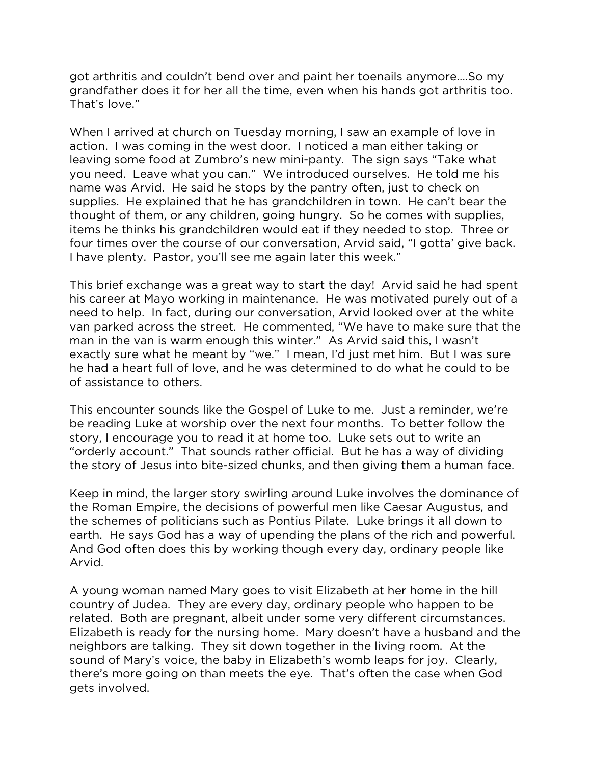got arthritis and couldn't bend over and paint her toenails anymore….So my grandfather does it for her all the time, even when his hands got arthritis too. That's love."

When I arrived at church on Tuesday morning, I saw an example of love in action. I was coming in the west door. I noticed a man either taking or leaving some food at Zumbro's new mini-panty. The sign says "Take what you need. Leave what you can." We introduced ourselves. He told me his name was Arvid. He said he stops by the pantry often, just to check on supplies. He explained that he has grandchildren in town. He can't bear the thought of them, or any children, going hungry. So he comes with supplies, items he thinks his grandchildren would eat if they needed to stop. Three or four times over the course of our conversation, Arvid said, "I gotta' give back. I have plenty. Pastor, you'll see me again later this week."

This brief exchange was a great way to start the day! Arvid said he had spent his career at Mayo working in maintenance. He was motivated purely out of a need to help. In fact, during our conversation, Arvid looked over at the white van parked across the street. He commented, "We have to make sure that the man in the van is warm enough this winter." As Arvid said this, I wasn't exactly sure what he meant by "we." I mean, I'd just met him. But I was sure he had a heart full of love, and he was determined to do what he could to be of assistance to others.

This encounter sounds like the Gospel of Luke to me. Just a reminder, we're be reading Luke at worship over the next four months. To better follow the story, I encourage you to read it at home too. Luke sets out to write an "orderly account." That sounds rather official. But he has a way of dividing the story of Jesus into bite-sized chunks, and then giving them a human face.

Keep in mind, the larger story swirling around Luke involves the dominance of the Roman Empire, the decisions of powerful men like Caesar Augustus, and the schemes of politicians such as Pontius Pilate. Luke brings it all down to earth. He says God has a way of upending the plans of the rich and powerful. And God often does this by working though every day, ordinary people like Arvid.

A young woman named Mary goes to visit Elizabeth at her home in the hill country of Judea. They are every day, ordinary people who happen to be related. Both are pregnant, albeit under some very different circumstances. Elizabeth is ready for the nursing home. Mary doesn't have a husband and the neighbors are talking. They sit down together in the living room. At the sound of Mary's voice, the baby in Elizabeth's womb leaps for joy. Clearly, there's more going on than meets the eye. That's often the case when God gets involved.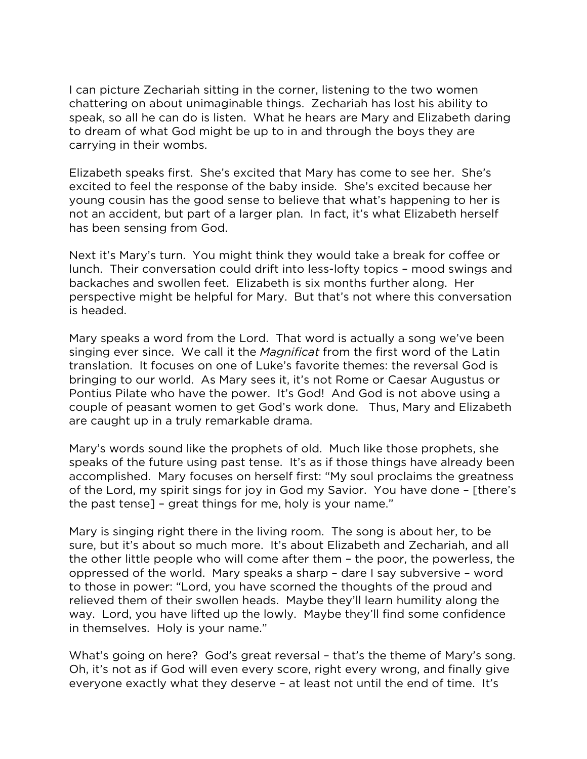I can picture Zechariah sitting in the corner, listening to the two women chattering on about unimaginable things. Zechariah has lost his ability to speak, so all he can do is listen. What he hears are Mary and Elizabeth daring to dream of what God might be up to in and through the boys they are carrying in their wombs.

Elizabeth speaks first. She's excited that Mary has come to see her. She's excited to feel the response of the baby inside. She's excited because her young cousin has the good sense to believe that what's happening to her is not an accident, but part of a larger plan. In fact, it's what Elizabeth herself has been sensing from God.

Next it's Mary's turn. You might think they would take a break for coffee or lunch. Their conversation could drift into less-lofty topics – mood swings and backaches and swollen feet. Elizabeth is six months further along. Her perspective might be helpful for Mary. But that's not where this conversation is headed.

Mary speaks a word from the Lord. That word is actually a song we've been singing ever since. We call it the *Magnificat* from the first word of the Latin translation. It focuses on one of Luke's favorite themes: the reversal God is bringing to our world. As Mary sees it, it's not Rome or Caesar Augustus or Pontius Pilate who have the power. It's God! And God is not above using a couple of peasant women to get God's work done. Thus, Mary and Elizabeth are caught up in a truly remarkable drama.

Mary's words sound like the prophets of old. Much like those prophets, she speaks of the future using past tense. It's as if those things have already been accomplished. Mary focuses on herself first: "My soul proclaims the greatness of the Lord, my spirit sings for joy in God my Savior. You have done – [there's the past tense] – great things for me, holy is your name."

Mary is singing right there in the living room. The song is about her, to be sure, but it's about so much more. It's about Elizabeth and Zechariah, and all the other little people who will come after them – the poor, the powerless, the oppressed of the world. Mary speaks a sharp – dare I say subversive – word to those in power: "Lord, you have scorned the thoughts of the proud and relieved them of their swollen heads. Maybe they'll learn humility along the way. Lord, you have lifted up the lowly. Maybe they'll find some confidence in themselves. Holy is your name."

What's going on here? God's great reversal – that's the theme of Mary's song. Oh, it's not as if God will even every score, right every wrong, and finally give everyone exactly what they deserve – at least not until the end of time. It's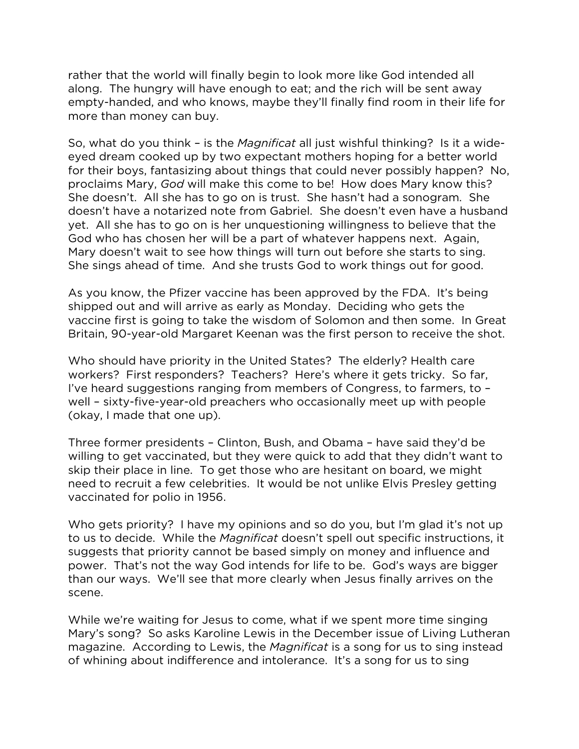rather that the world will finally begin to look more like God intended all along. The hungry will have enough to eat; and the rich will be sent away empty-handed, and who knows, maybe they'll finally find room in their life for more than money can buy.

So, what do you think – is the *Magnificat* all just wishful thinking? Is it a wide-eyed dream cooked up by two expectant mothers hoping for a better world for their boys, fantasizing about things that could never possibly happen? No, proclaims Mary, *God* will make this come to be! How does Mary know this? She doesn't. All she has to go on is trust. She hasn't had a sonogram. She doesn't have a notarized note from Gabriel. She doesn't even have a husband yet. All she has to go on is her unquestioning willingness to believe that the God who has chosen her will be a part of whatever happens next. Again, Mary doesn't wait to see how things will turn out before she starts to sing. She sings ahead of time. And she trusts God to work things out for good.

As you know, the Pfizer vaccine has been approved by the FDA. It's being shipped out and will arrive as early as Monday. Deciding who gets the vaccine first is going to take the wisdom of Solomon and then some. In Great Britain, 90-year-old Margaret Keenan was the first person to receive the shot.

Who should have priority in the United States? The elderly? Health care workers? First responders? Teachers? Here's where it gets tricky. So far, I've heard suggestions ranging from members of Congress, to farmers, to – well – sixty-five-year-old preachers who occasionally meet up with people (okay, I made that one up).

Three former presidents – Clinton, Bush, and Obama – have said they'd be willing to get vaccinated, but they were quick to add that they didn't want to skip their place in line. To get those who are hesitant on board, we might need to recruit a few celebrities. It would be not unlike Elvis Presley getting vaccinated for polio in 1956.

Who gets priority? I have my opinions and so do you, but I'm glad it's not up to us to decide. While the *Magnificat* doesn't spell out specific instructions, it suggests that priority cannot be based simply on money and influence and power. That's not the way God intends for life to be. God's ways are bigger than our ways. We'll see that more clearly when Jesus finally arrives on the scene.

While we're waiting for Jesus to come, what if we spent more time singing Mary's song? So asks Karoline Lewis in the December issue of Living Lutheran magazine. According to Lewis, the *Magnificat* is a song for us to sing instead of whining about indifference and intolerance. It's a song for us to sing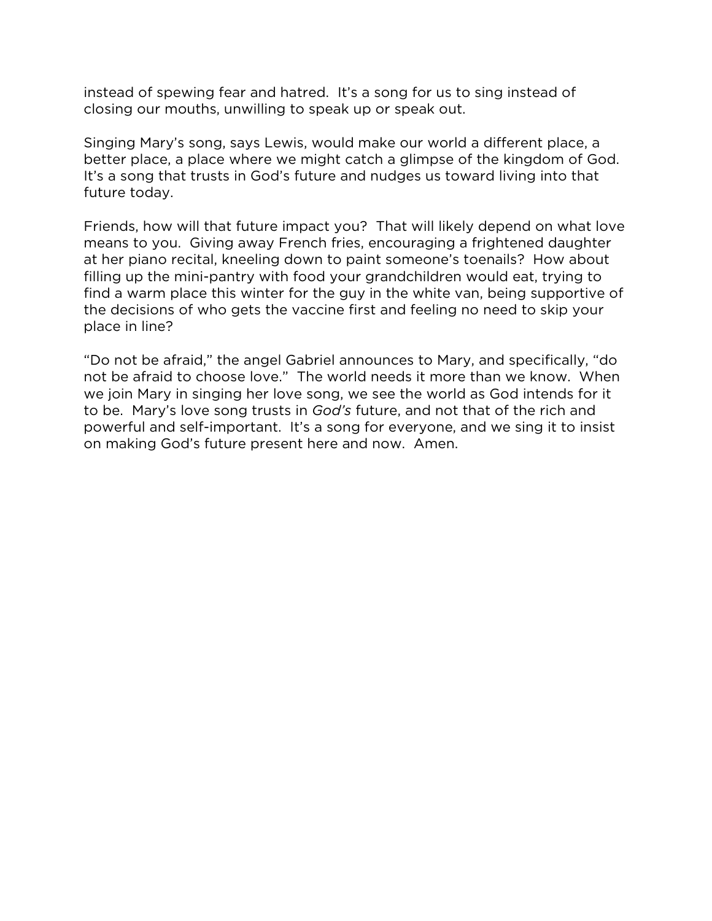instead of spewing fear and hatred. It's a song for us to sing instead of closing our mouths, unwilling to speak up or speak out.

Singing Mary's song, says Lewis, would make our world a different place, a better place, a place where we might catch a glimpse of the kingdom of God. It's a song that trusts in God's future and nudges us toward living into that future today.

Friends, how will that future impact you? That will likely depend on what love means to you. Giving away French fries, encouraging a frightened daughter at her piano recital, kneeling down to paint someone's toenails? How about filling up the mini-pantry with food your grandchildren would eat, trying to find a warm place this winter for the guy in the white van, being supportive of the decisions of who gets the vaccine first and feeling no need to skip your place in line?

"Do not be afraid," the angel Gabriel announces to Mary, and specifically, "do not be afraid to choose love." The world needs it more than we know. When we join Mary in singing her love song, we see the world as God intends for it to be. Mary's love song trusts in *God's* future, and not that of the rich and powerful and self-important. It's a song for everyone, and we sing it to insist on making God's future present here and now. Amen.